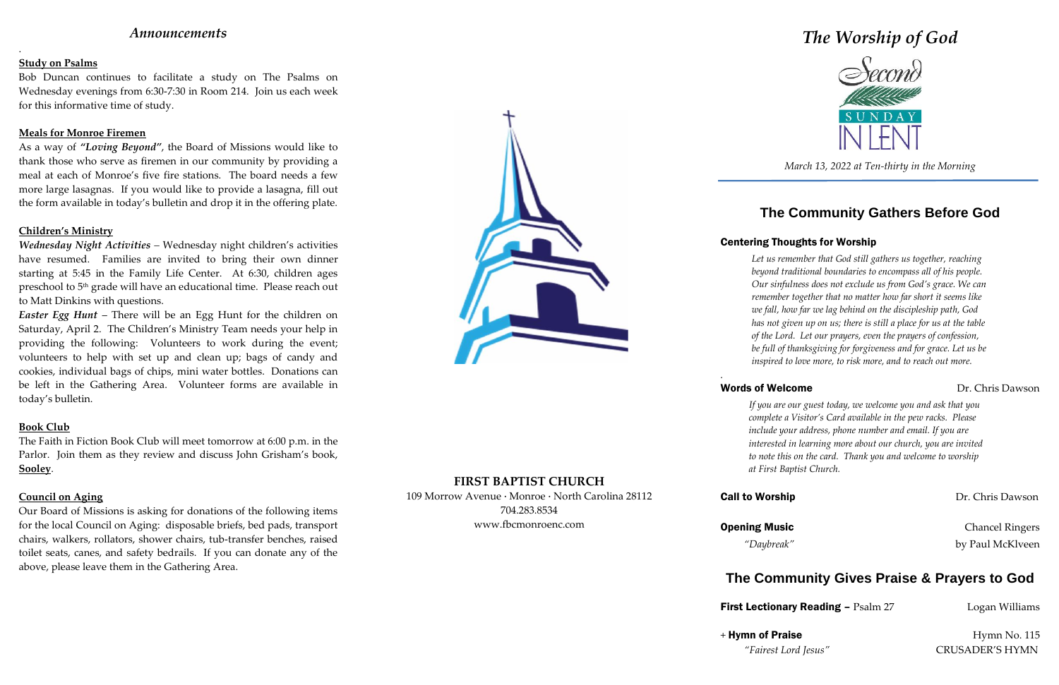## *Announcements*

.

**Study on Psalms**

Bob Duncan continues to facilitate a study on The Psalms on Wednesday evenings from 6:30-7:30 in Room 214. Join us each week for this informative time of study.

**Meals for Monroe Firemen**

As a way of ***"Loving Beyond"***, the Board of Missions would like to thank those who serve as firemen in our community by providing a meal at each of Monroe's five fire stations. The board needs a few more large lasagnas. If you would like to provide a lasagna, fill out the form available in today's bulletin and drop it in the offering plate.

**Children's Ministry**

***Wednesday Night Activities*** – Wednesday night children's activities have resumed. Families are invited to bring their own dinner starting at 5:45 in the Family Life Center. At 6:30, children ages preschool to 5th grade will have an educational time. Please reach out to Matt Dinkins with questions.

***Easter Egg Hunt*** – There will be an Egg Hunt for the children on Saturday, April 2. The Children's Ministry Team needs your help in providing the following: Volunteers to work during the event; volunteers to help with set up and clean up; bags of candy and cookies, individual bags of chips, mini water bottles. Donations can be left in the Gathering Area. Volunteer forms are available in today's bulletin.

**Book Club**

The Faith in Fiction Book Club will meet tomorrow at 6:00 p.m. in the Parlor. Join them as they review and discuss John Grisham's book, **Sooley**.

**Council on Aging**

Our Board of Missions is asking for donations of the following items for the local Council on Aging: disposable briefs, bed pads, transport chairs, walkers, rollators, shower chairs, tub-transfer benches, raised toilet seats, canes, and safety bedrails. If you can donate any of the above, please leave them in the Gathering Area.

**FIRST BAPTIST CHURCH**

109 Morrow Avenue · Monroe · North Carolina 28112
704.283.8534
www.fbcmonroenc.com

# *The Worship of God*

Second SUNDAY IN LENT

*March 13, 2022 at Ten-thirty in the Morning*

## The Community Gathers Before God

**Centering Thoughts for Worship**

*Let us remember that God still gathers us together, reaching beyond traditional boundaries to encompass all of his people. Our sinfulness does not exclude us from God's grace. We can remember together that no matter how far short it seems like we fall, how far we lag behind on the discipleship path, God has not given up on us; there is still a place for us at the table of the Lord. Let our prayers, even the prayers of confession, be full of thanksgiving for forgiveness and for grace. Let us be inspired to love more, to risk more, and to reach out more.*

.

**Words of Welcome** — Dr. Chris Dawson

*If you are our guest today, we welcome you and ask that you complete a Visitor's Card available in the pew racks. Please include your address, phone number and email. If you are interested in learning more about our church, you are invited to note this on the card. Thank you and welcome to worship at First Baptist Church.*

**Call to Worship** — Dr. Chris Dawson

**Opening Music** — Chancel Ringers
*"Daybreak"* — by Paul McKlveen

## The Community Gives Praise & Prayers to God

**First Lectionary Reading** – Psalm 27 — Logan Williams

+ **Hymn of Praise** — Hymn No. 115
*"Fairest Lord Jesus"* — CRUSADER'S HYMN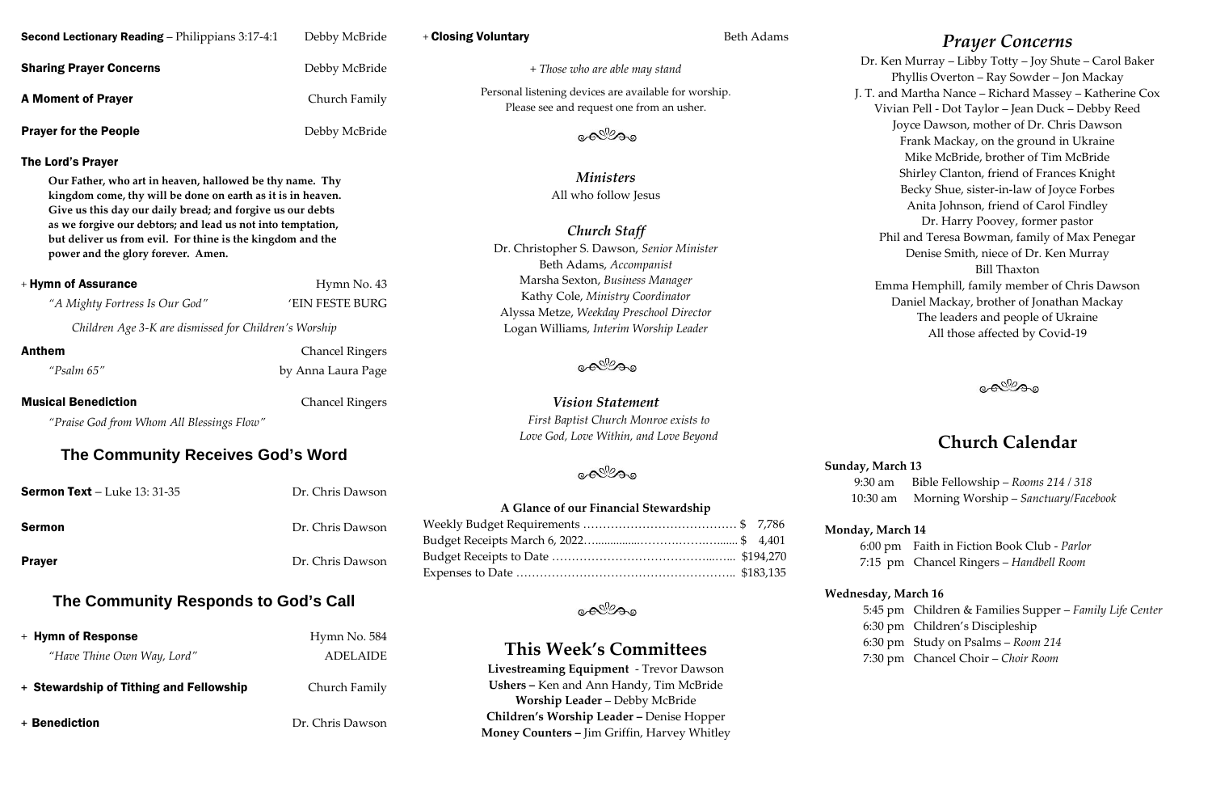**Second Lectionary Reading** – Philippians 3:17-4:1 Debby McBride

**Sharing Prayer Concerns** Debby McBride

**A Moment of Prayer** Church Family

**Prayer for the People** Debby McBride

**The Lord's Prayer**

**Our Father, who art in heaven, hallowed be thy name. Thy kingdom come, thy will be done on earth as it is in heaven. Give us this day our daily bread; and forgive us our debts as we forgive our debtors; and lead us not into temptation, but deliver us from evil. For thine is the kingdom and the power and the glory forever. Amen.**

+ **Hymn of Assurance** Hymn No. 43

*"A Mighty Fortress Is Our God"* 'EIN FESTE BURG

*Children Age 3-K are dismissed for Children's Worship*

**Anthem** Chancel Ringers

*"Psalm 65"* by Anna Laura Page

**Musical Benediction** Chancel Ringers

*"Praise God from Whom All Blessings Flow"*

## The Community Receives God's Word

**Sermon Text** – Luke 13: 31-35 Dr. Chris Dawson

**Sermon** Dr. Chris Dawson

**Prayer** Dr. Chris Dawson

## The Community Responds to God's Call

+ **Hymn of Response** Hymn No. 584

*"Have Thine Own Way, Lord"* ADELAIDE

+ **Stewardship of Tithing and Fellowship** Church Family

+ **Benediction** Dr. Chris Dawson

+ **Closing Voluntary** Beth Adams

*+ Those who are able may stand*

Personal listening devices are available for worship. Please see and request one from an usher.

### *Ministers*

All who follow Jesus

### *Church Staff*

Dr. Christopher S. Dawson, *Senior Minister*
Beth Adams, *Accompanist*
Marsha Sexton, *Business Manager*
Kathy Cole, *Ministry Coordinator*
Alyssa Metze, *Weekday Preschool Director*
Logan Williams, *Interim Worship Leader*

### *Vision Statement*

*First Baptist Church Monroe exists to Love God, Love Within, and Love Beyond*

**A Glance of our Financial Stewardship**

| | |
|---|---|
| Weekly Budget Requirements | $ 7,786 |
| Budget Receipts March 6, 2022 | $ 4,401 |
| Budget Receipts to Date | $194,270 |
| Expenses to Date | $183,135 |

## This Week's Committees

**Livestreaming Equipment** - Trevor Dawson
**Ushers –** Ken and Ann Handy, Tim McBride
**Worship Leader** – Debby McBride
**Children's Worship Leader –** Denise Hopper
**Money Counters –** Jim Griffin, Harvey Whitley

## *Prayer Concerns*

Dr. Ken Murray – Libby Totty – Joy Shute – Carol Baker
Phyllis Overton – Ray Sowder – Jon Mackay
J. T. and Martha Nance – Richard Massey – Katherine Cox
Vivian Pell - Dot Taylor – Jean Duck – Debby Reed
Joyce Dawson, mother of Dr. Chris Dawson
Frank Mackay, on the ground in Ukraine
Mike McBride, brother of Tim McBride
Shirley Clanton, friend of Frances Knight
Becky Shue, sister-in-law of Joyce Forbes
Anita Johnson, friend of Carol Findley
Dr. Harry Poovey, former pastor
Phil and Teresa Bowman, family of Max Penegar
Denise Smith, niece of Dr. Ken Murray
Bill Thaxton
Emma Hemphill, family member of Chris Dawson
Daniel Mackay, brother of Jonathan Mackay
The leaders and people of Ukraine
All those affected by Covid-19

## Church Calendar

**Sunday, March 13**
9:30 am Bible Fellowship – *Rooms 214 / 318*
10:30 am Morning Worship – *Sanctuary/Facebook*

**Monday, March 14**
6:00 pm Faith in Fiction Book Club - *Parlor*
7:15 pm Chancel Ringers – *Handbell Room*

**Wednesday, March 16**
5:45 pm Children & Families Supper – *Family Life Center*
6:30 pm Children's Discipleship
6:30 pm Study on Psalms – *Room 214*
7:30 pm Chancel Choir – *Choir Room*